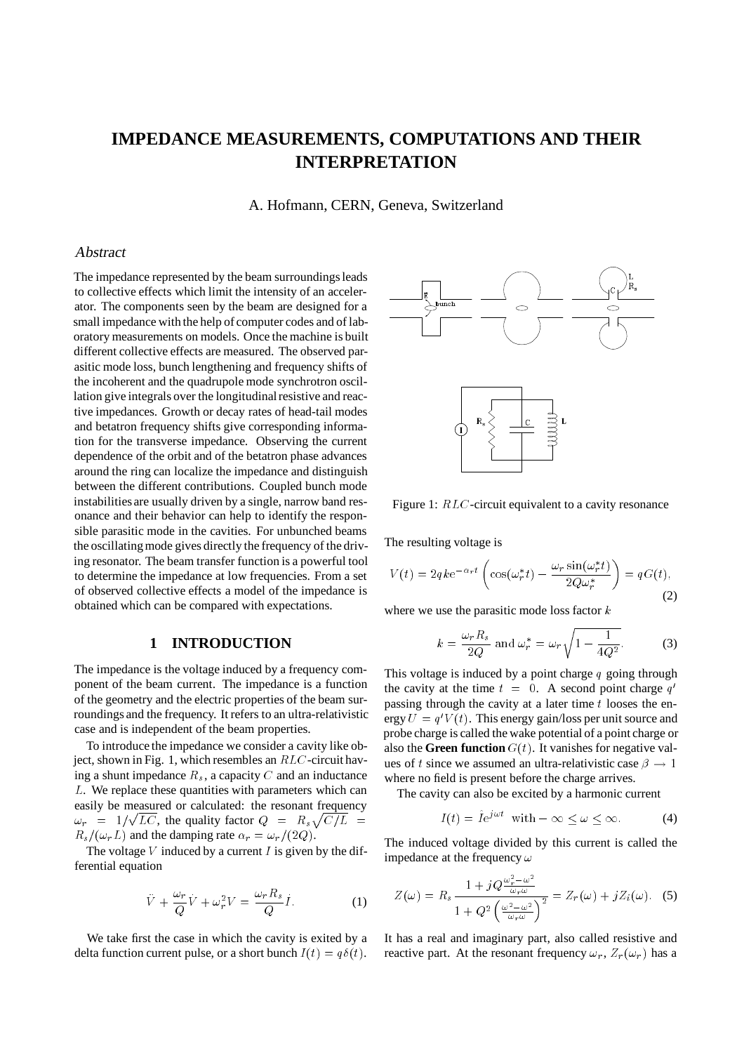# IMPEDANCE MEASUREMENTS, COMPUTATIONS AND THEIR INTERPRETATION

A. Hofmann, CERN, Geneva, Switzerland

## *Abstract*

The impedance represented by the beam surroundings leads to collective effects which limit the intensity of an accelerator. The components seen by the beam are designed for a small impedance with the help of computer codes and of laboratory measurements on models. Once the machine is built different collective effects are measured. The observed parasitic mode loss, bunch lengthening and frequency shifts of the incoherent and the quadrupole mode synchrotron oscillation give integrals over the longitudinal resistive and reactive impedances. Growth or decay rates of head-tail modes and betatron frequency shifts give corresponding information for the transverse impedance. Observing the current dependence of the orbit and of the betatron phase advances around the ring can localize the impedance and distinguish between the different contributions. Coupled bunch mode instabilities are usually driven by a single, narrow band resonance and their behavior can help to identify the responsible parasitic mode in the cavities. For unbunched beams the oscillating mode gives directly the frequency of the driving resonator. The beam transfer function is a powerful tool to determine the impedance at low frequencies. From a set of observed collective effects a model of the impedance is obtained which can be compared with expectations.

## 1 INTRODUCTION

The impedance is the voltage induced by a frequency component of the beam current. The impedance is a function of the geometry and the electric properties of the beam surroundings and the frequency. It refers to an ultra-relativistic case and is independent of the beam properties.

To introduce the impedance we consider a cavity like object, shown in Fig. 1, which resembles an $RLC$-circuit having a shunt impedance $R_s$, a capacity $C$ and an inductance $L$. We replace these quantities with parameters which can easily be measured or calculated: the resonant frequency $\omega_r = 1/\sqrt{LC}$, the quality factor $Q = R_s\sqrt{C/L} = R_s/(\omega_r L)$ and the damping rate $\alpha_r = \omega_r/(2Q)$.

The voltage $V$ induced by a current $I$ is given by the differential equation

$$\ddot{V} + \frac{\omega_r}{Q}\dot{V} + \omega_r^2 V = \frac{\omega_r R_s}{Q}\dot{I}. \tag{1}$$

We take first the case in which the cavity is exited by a delta function current pulse, or a short bunch $I(t) = q\delta(t)$.

Figure 1: $RLC$-circuit equivalent to a cavity resonance

The resulting voltage is

$$V(t) = 2qke^{-\alpha_r t}\left(\cos(\omega_r^* t) - \frac{\omega_r \sin(\omega_r^* t)}{2Q\omega_r^*}\right) = qG(t), \tag{2}$$

where we use the parasitic mode loss factor $k$

$$k = \frac{\omega_r R_s}{2Q} \text{ and } \omega_r^* = \omega_r\sqrt{1 - \frac{1}{4Q^2}}. \tag{3}$$

This voltage is induced by a point charge $q$ going through the cavity at the time $t = 0$. A second point charge $q'$ passing through the cavity at a later time $t$ looses the energy $U = q'V(t)$. This energy gain/loss per unit source and probe charge is called the wake potential of a point charge or also the **Green function** $G(t)$. It vanishes for negative values of $t$ since we assumed an ultra-relativistic case $\beta \to 1$ where no field is present before the charge arrives.

The cavity can also be excited by a harmonic current

$$I(t) = \hat{I}e^{j\omega t} \text{ with } -\infty \leq \omega \leq \infty. \tag{4}$$

The induced voltage divided by this current is called the impedance at the frequency $\omega$

$$Z(\omega) = R_s \frac{1 + jQ\frac{\omega_r^2 - \omega^2}{\omega_r \omega}}{1 + Q^2\left(\frac{\omega^2 - \omega^2}{\omega_r \omega}\right)^2} = Z_r(\omega) + jZ_i(\omega). \tag{5}$$

It has a real and imaginary part, also called resistive and reactive part. At the resonant frequency $\omega_r$, $Z_r(\omega_r)$ has a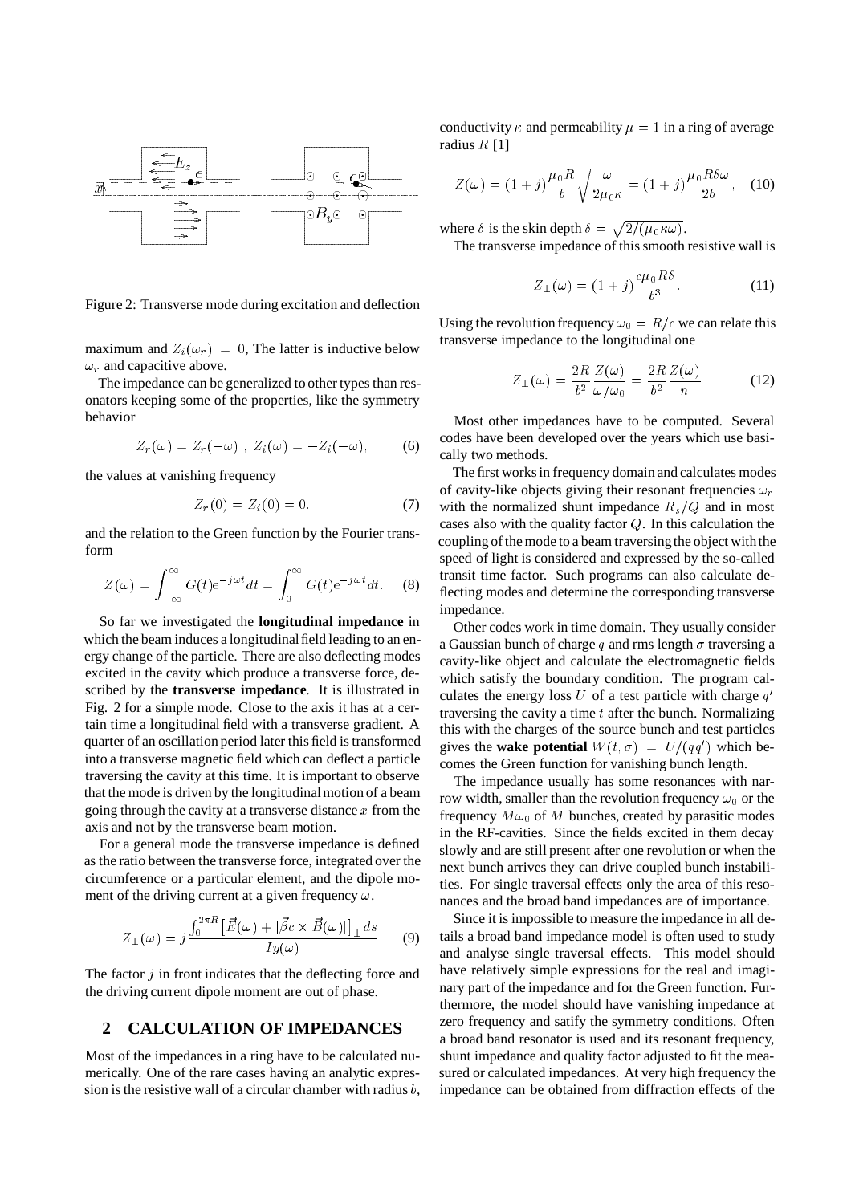Figure 2: Transverse mode during excitation and deflection

maximum and $Z_i(\omega_r) = 0$, The latter is inductive below $\omega_r$ and capacitive above.

The impedance can be generalized to other types than resonators keeping some of the properties, like the symmetry behavior

$$Z_r(\omega) = Z_r(-\omega) \ , \ Z_i(\omega) = -Z_i(-\omega), \qquad (6)$$

the values at vanishing frequency

$$Z_r(0) = Z_i(0) = 0. \qquad (7)$$

and the relation to the Green function by the Fourier transform

$$Z(\omega) = \int_{-\infty}^{\infty} G(t) \mathrm{e}^{-j\omega t} dt = \int_{0}^{\infty} G(t) \mathrm{e}^{-j\omega t} dt. \qquad (8)$$

So far we investigated the **longitudinal impedance** in which the beam induces a longitudinal field leading to an energy change of the particle. There are also deflecting modes excited in the cavity which produce a transverse force, described by the **transverse impedance**. It is illustrated in Fig. 2 for a simple mode. Close to the axis it has at a certain time a longitudinal field with a transverse gradient. A quarter of an oscillation period later this field is transformed into a transverse magnetic field which can deflect a particle traversing the cavity at this time. It is important to observe that the mode is driven by the longitudinal motion of a beam going through the cavity at a transverse distance $x$ from the axis and not by the transverse beam motion.

For a general mode the transverse impedance is defined as the ratio between the transverse force, integrated over the circumference or a particular element, and the dipole moment of the driving current at a given frequency $\omega$.

$$Z_\perp(\omega) = j \frac{\int_0^{2\pi R} \left[\vec{E}(\omega) + [\vec{\beta} c \times \vec{B}(\omega)]\right]_\perp ds}{I y(\omega)}. \qquad (9)$$

The factor $j$ in front indicates that the deflecting force and the driving current dipole moment are out of phase.

## 2 CALCULATION OF IMPEDANCES

Most of the impedances in a ring have to be calculated numerically. One of the rare cases having an analytic expression is the resistive wall of a circular chamber with radius $b$, conductivity $\kappa$ and permeability $\mu = 1$ in a ring of average radius $R$ [1]

$$Z(\omega) = (1+j)\frac{\mu_0 R}{b}\sqrt{\frac{\omega}{2\mu_0 \kappa}} = (1+j)\frac{\mu_0 R \delta \omega}{2b}, \qquad (10)$$

where $\delta$ is the skin depth $\delta = \sqrt{2/(\mu_0 \kappa \omega)}$.

The transverse impedance of this smooth resistive wall is

$$Z_\perp(\omega) = (1+j)\frac{c\mu_0 R \delta}{b^3}. \qquad (11)$$

Using the revolution frequency $\omega_0 = R/c$ we can relate this transverse impedance to the longitudinal one

$$Z_\perp(\omega) = \frac{2R}{b^2}\frac{Z(\omega)}{\omega/\omega_0} = \frac{2R}{b^2}\frac{Z(\omega)}{n} \qquad (12)$$

Most other impedances have to be computed. Several codes have been developed over the years which use basically two methods.

The first works in frequency domain and calculates modes of cavity-like objects giving their resonant frequencies $\omega_r$ with the normalized shunt impedance $R_s/Q$ and in most cases also with the quality factor $Q$. In this calculation the coupling of the mode to a beam traversing the object with the speed of light is considered and expressed by the so-called transit time factor. Such programs can also calculate deflecting modes and determine the corresponding transverse impedance.

Other codes work in time domain. They usually consider a Gaussian bunch of charge $q$ and rms length $\sigma$ traversing a cavity-like object and calculate the electromagnetic fields which satisfy the boundary condition. The program calculates the energy loss $U$ of a test particle with charge $q'$ traversing the cavity a time $t$ after the bunch. Normalizing this with the charges of the source bunch and test particles gives the **wake potential** $W(t,\sigma) = U/(qq')$ which becomes the Green function for vanishing bunch length.

The impedance usually has some resonances with narrow width, smaller than the revolution frequency $\omega_0$ or the frequency $M\omega_0$ of $M$ bunches, created by parasitic modes in the RF-cavities. Since the fields excited in them decay slowly and are still present after one revolution or when the next bunch arrives they can drive coupled bunch instabilities. For single traversal effects only the area of this resonances and the broad band impedances are of importance.

Since it is impossible to measure the impedance in all details a broad band impedance model is often used to study and analyse single traversal effects. This model should have relatively simple expressions for the real and imaginary part of the impedance and for the Green function. Furthermore, the model should have vanishing impedance at zero frequency and satisfy the symmetry conditions. Often a broad band resonator is used and its resonant frequency, shunt impedance and quality factor adjusted to fit the measured or calculated impedances. At very high frequency the impedance can be obtained from diffraction effects of the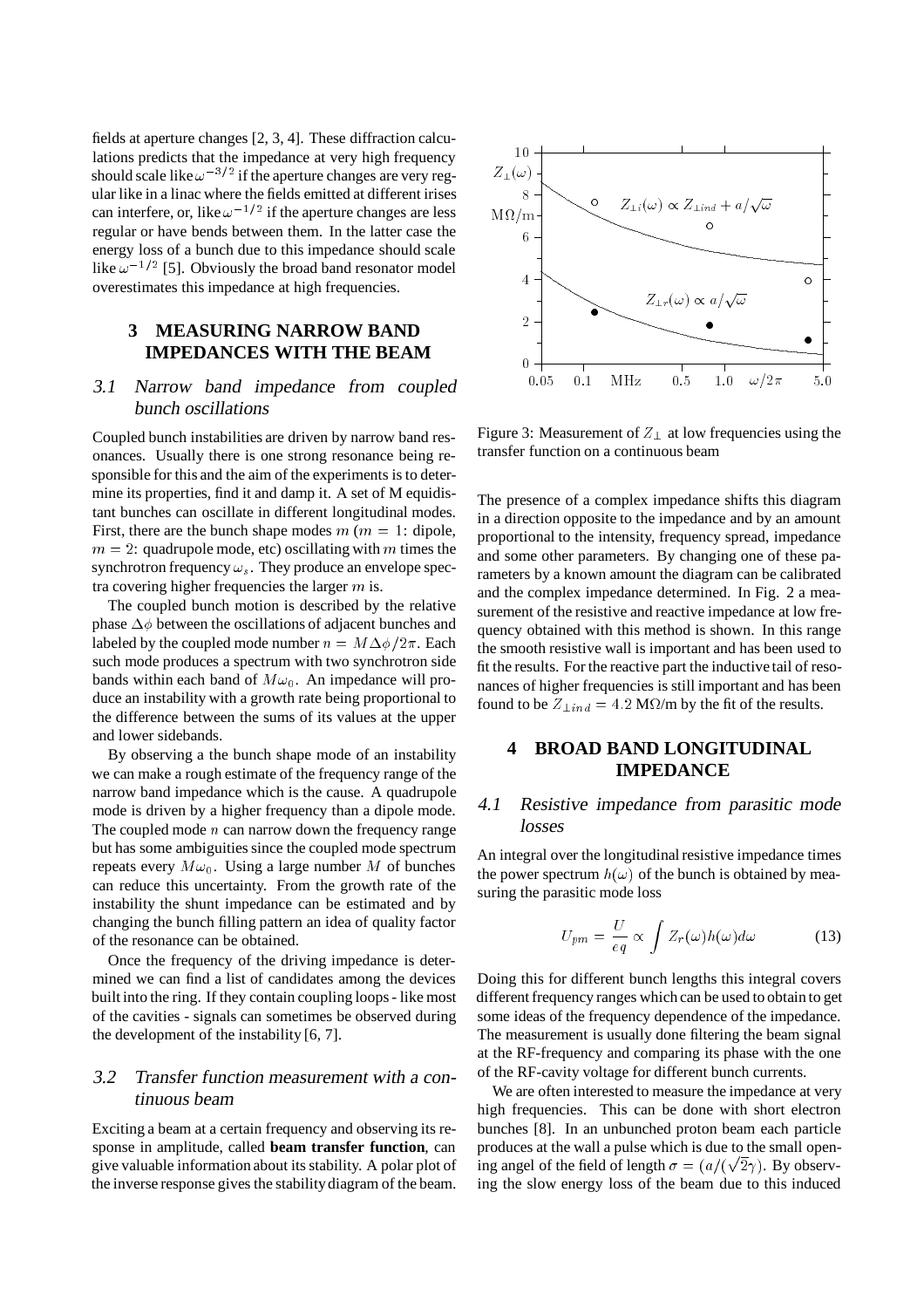fields at aperture changes [2, 3, 4]. These diffraction calculations predicts that the impedance at very high frequency should scale like $\omega^{-3/2}$ if the aperture changes are very regular like in a linac where the fields emitted at different irises can interfere, or, like $\omega^{-1/2}$ if the aperture changes are less regular or have bends between them. In the latter case the energy loss of a bunch due to this impedance should scale like $\omega^{-1/2}$ [5]. Obviously the broad band resonator model overestimates this impedance at high frequencies.

## 3 MEASURING NARROW BAND IMPEDANCES WITH THE BEAM

### 3.1 *Narrow band impedance from coupled bunch oscillations*

Coupled bunch instabilities are driven by narrow band resonances. Usually there is one strong resonance being responsible for this and the aim of the experiments is to determine its properties, find it and damp it. A set of M equidistant bunches can oscillate in different longitudinal modes. First, there are the bunch shape modes $m$ ($m = 1$: dipole, $m = 2$: quadrupole mode, etc) oscillating with $m$ times the synchrotron frequency $\omega_s$. They produce an envelope spectra covering higher frequencies the larger $m$ is.

The coupled bunch motion is described by the relative phase $\Delta\phi$ between the oscillations of adjacent bunches and labeled by the coupled mode number $n = M\Delta\phi/2\pi$. Each such mode produces a spectrum with two synchrotron side bands within each band of $M\omega_0$. An impedance will produce an instability with a growth rate being proportional to the difference between the sums of its values at the upper and lower sidebands.

By observing a the bunch shape mode of an instability we can make a rough estimate of the frequency range of the narrow band impedance which is the cause. A quadrupole mode is driven by a higher frequency than a dipole mode. The coupled mode $n$ can narrow down the frequency range but has some ambiguities since the coupled mode spectrum repeats every $M\omega_0$. Using a large number $M$ of bunches can reduce this uncertainty. From the growth rate of the instability the shunt impedance can be estimated and by changing the bunch filling pattern an idea of quality factor of the resonance can be obtained.

Once the frequency of the driving impedance is determined we can find a list of candidates among the devices built into the ring. If they contain coupling loops - like most of the cavities - signals can sometimes be observed during the development of the instability [6, 7].

### 3.2 *Transfer function measurement with a continuous beam*

Exciting a beam at a certain frequency and observing its response in amplitude, called **beam transfer function**, can give valuable information about its stability. A polar plot of the inverse response gives the stability diagram of the beam.

Figure 3: Measurement of $Z_\perp$ at low frequencies using the transfer function on a continuous beam

The presence of a complex impedance shifts this diagram in a direction opposite to the impedance and by an amount proportional to the intensity, frequency spread, impedance and some other parameters. By changing one of these parameters by a known amount the diagram can be calibrated and the complex impedance determined. In Fig. 2 a measurement of the resistive and reactive impedance at low frequency obtained with this method is shown. In this range the smooth resistive wall is important and has been used to fit the results. For the reactive part the inductive tail of resonances of higher frequencies is still important and has been found to be $Z_{\perp ind} = 4.2$ M$\Omega$/m by the fit of the results.

## 4 BROAD BAND LONGITUDINAL IMPEDANCE

### 4.1 *Resistive impedance from parasitic mode losses*

An integral over the longitudinal resistive impedance times the power spectrum $h(\omega)$ of the bunch is obtained by measuring the parasitic mode loss

$$U_{pm} = \frac{U}{eq} \propto \int Z_r(\omega) h(\omega) d\omega \tag{13}$$

Doing this for different bunch lengths this integral covers different frequency ranges which can be used to obtain to get some ideas of the frequency dependence of the impedance. The measurement is usually done filtering the beam signal at the RF-frequency and comparing its phase with the one of the RF-cavity voltage for different bunch currents.

We are often interested to measure the impedance at very high frequencies. This can be done with short electron bunches [8]. In an unbunched proton beam each particle produces at the wall a pulse which is due to the small opening angel of the field of length $\sigma = (a/(\sqrt{2}\gamma)$. By observing the slow energy loss of the beam due to this induced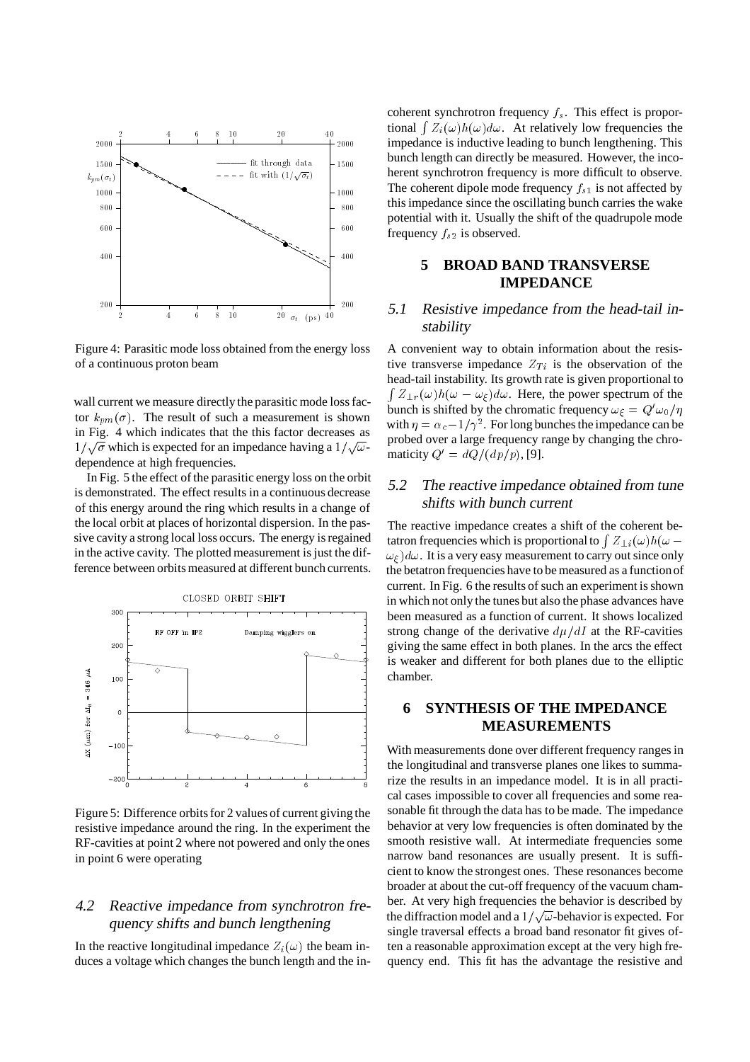Figure 4: Parasitic mode loss obtained from the energy loss of a continuous proton beam

wall current we measure directly the parasitic mode loss factor $k_{pm}(\sigma)$. The result of such a measurement is shown in Fig. 4 which indicates that the this factor decreases as $1/\sqrt{\sigma}$ which is expected for an impedance having a $1/\sqrt{\omega}$-dependence at high frequencies.

In Fig. 5 the effect of the parasitic energy loss on the orbit is demonstrated. The effect results in a continuous decrease of this energy around the ring which results in a change of the local orbit at places of horizontal dispersion. In the passive cavity a strong local loss occurs. The energy is regained in the active cavity. The plotted measurement is just the difference between orbits measured at different bunch currents.

Figure 5: Difference orbits for 2 values of current giving the resistive impedance around the ring. In the experiment the RF-cavities at point 2 where not powered and only the ones in point 6 were operating

## 4.2 Reactive impedance from synchrotron frequency shifts and bunch lengthening

In the reactive longitudinal impedance $Z_i(\omega)$ the beam induces a voltage which changes the bunch length and the incoherent synchrotron frequency $f_s$. This effect is proportional $\int Z_i(\omega)h(\omega)d\omega$. At relatively low frequencies the impedance is inductive leading to bunch lengthening. This bunch length can directly be measured. However, the incoherent synchrotron frequency is more difficult to observe. The coherent dipole mode frequency $f_{s1}$ is not affected by this impedance since the oscillating bunch carries the wake potential with it. Usually the shift of the quadrupole mode frequency $f_{s2}$ is observed.

# 5 BROAD BAND TRANSVERSE IMPEDANCE

## 5.1 Resistive impedance from the head-tail instability

A convenient way to obtain information about the resistive transverse impedance $Z_{Ti}$ is the observation of the head-tail instability. Its growth rate is given proportional to $\int Z_{\perp r}(\omega)h(\omega - \omega_\xi)d\omega$. Here, the power spectrum of the bunch is shifted by the chromatic frequency $\omega_\xi = Q'\omega_0/\eta$ with $\eta = \alpha_c - 1/\gamma^2$. For long bunches the impedance can be probed over a large frequency range by changing the chromaticity $Q' = dQ/(dp/p)$, [9].

## 5.2 The reactive impedance obtained from tune shifts with bunch current

The reactive impedance creates a shift of the coherent betatron frequencies which is proportional to $\int Z_{\perp i}(\omega)h(\omega - \omega_\xi)d\omega$. It is a very easy measurement to carry out since only the betatron frequencies have to be measured as a function of current. In Fig. 6 the results of such an experiment is shown in which not only the tunes but also the phase advances have been measured as a function of current. It shows localized strong change of the derivative $d\mu/dI$ at the RF-cavities giving the same effect in both planes. In the arcs the effect is weaker and different for both planes due to the elliptic chamber.

# 6 SYNTHESIS OF THE IMPEDANCE MEASUREMENTS

With measurements done over different frequency ranges in the longitudinal and transverse planes one likes to summarize the results in an impedance model. It is in all practical cases impossible to cover all frequencies and some reasonable fit through the data has to be made. The impedance behavior at very low frequencies is often dominated by the smooth resistive wall. At intermediate frequencies some narrow band resonances are usually present. It is sufficient to know the strongest ones. These resonances become broader at about the cut-off frequency of the vacuum chamber. At very high frequencies the behavior is described by the diffraction model and a $1/\sqrt{\omega}$-behavior is expected. For single traversal effects a broad band resonator fit gives often a reasonable approximation except at the very high frequency end. This fit has the advantage the resistive and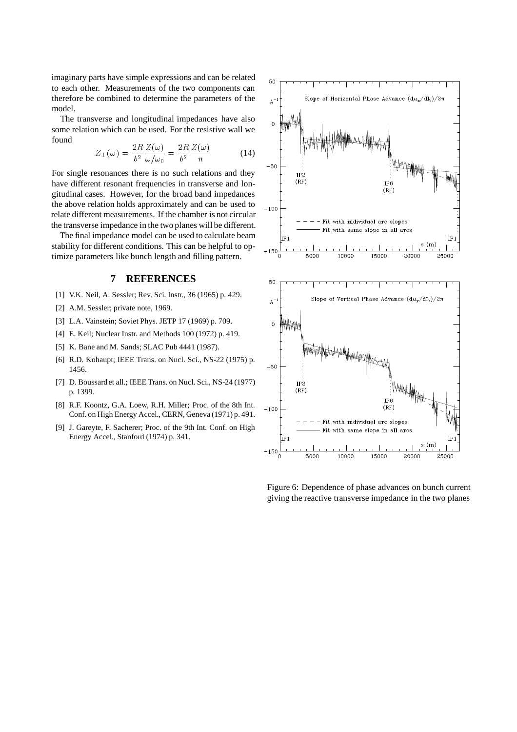imaginary parts have simple expressions and can be related to each other. Measurements of the two components can therefore be combined to determine the parameters of the model.

The transverse and longitudinal impedances have also some relation which can be used. For the resistive wall we found

$$Z_{\perp}(\omega) = \frac{2R}{b^2}\frac{Z(\omega)}{\omega/\omega_0} = \frac{2R}{b^2}\frac{Z(\omega)}{n} \tag{14}$$

For single resonances there is no such relations and they have different resonant frequencies in transverse and longitudinal cases. However, for the broad band impedances the above relation holds approximately and can be used to relate different measurements. If the chamber is not circular the transverse impedance in the two planes will be different.

The final impedance model can be used to calculate beam stability for different conditions. This can be helpful to optimize parameters like bunch length and filling pattern.

## 7 REFERENCES

[1] V.K. Neil, A. Sessler; Rev. Sci. Instr., 36 (1965) p. 429.

[2] A.M. Sessler; private note, 1969.

[3] L.A. Vainstein; Soviet Phys. JETP 17 (1969) p. 709.

[4] E. Keil; Nuclear Instr. and Methods 100 (1972) p. 419.

[5] K. Bane and M. Sands; SLAC Pub 4441 (1987).

[6] R.D. Kohaupt; IEEE Trans. on Nucl. Sci., NS-22 (1975) p. 1456.

[7] D. Boussard et all.; IEEE Trans. on Nucl. Sci., NS-24 (1977) p. 1399.

[8] R.F. Koontz, G.A. Loew, R.H. Miller; Proc. of the 8th Int. Conf. on High Energy Accel., CERN, Geneva (1971) p. 491.

[9] J. Gareyte, F. Sacherer; Proc. of the 9th Int. Conf. on High Energy Accel., Stanford (1974) p. 341.

Slope of Horizontal Phase Advance $(d\mu_x/dI_b)/2\pi$

$A^{-1}$

50
0
−50
−100
−150

IP2 (RF)
IP6 (RF)
IP1
IP1

Fit with individual arc slopes
Fit with same slope in all arcs

s (m)

0 5000 10000 15000 20000 25000

Slope of Vertical Phase Advance $(d\mu_y/dI_b)/2\pi$

$A^{-1}$

50
0
−50
−100
−150

IP2 (RF)
IP6 (RF)
IP1
IP1

Fit with individual arc slopes
Fit with same slope in all arcs

s (m)

0 5000 10000 15000 20000 25000

Figure 6: Dependence of phase advances on bunch current giving the reactive transverse impedance in the two planes